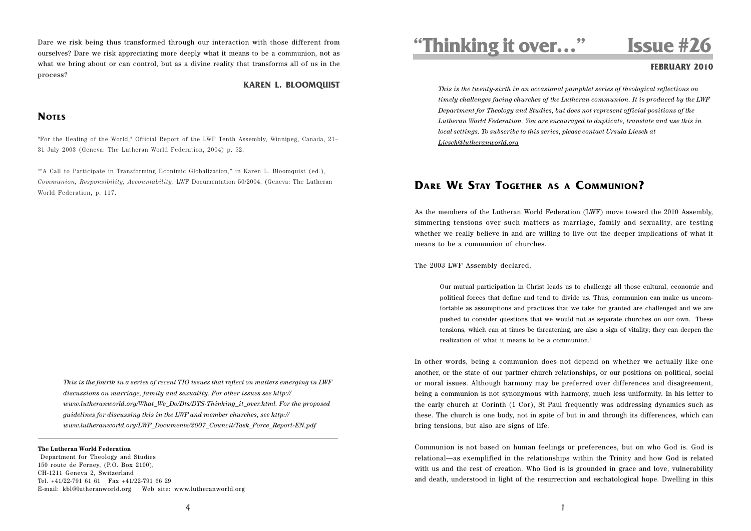# "Thinking it over…" Issue #26

**FEBRUARY 2010**

*This is the twenty-sixth in an occasional pamphlet series of theological reflections on timely challenges facing churches of the Lutheran communion. It is produced by the LWF Department for Theology and Studies, but does not represent official positions of the Lutheran World Federation. You are encouraged to duplicate, translate and use this in local settings. To subscribe to this series, please contact Ursula Liesch at Liesch@lutheranworld.org*

## Dare We Stay Together as a Communion?

As the members of the Lutheran World Federation (LWF) move toward the 2010 Assembly, simmering tensions over such matters as marriage, family and sexuality, are testing whether we really believe in and are willing to live out the deeper implications of what it means to be a communion of churches.

The 2003 LWF Assembly declared,

> Our mutual participation in Christ leads us to challenge all those cultural, economic and political forces that define and tend to divide us. Thus, communion can make us uncomfortable as assumptions and practices that we take for granted are challenged and we are pushed to consider questions that we would not as separate churches on our own. These tensions, which can at times be threatening, are also a sign of vitality; they can deepen the realization of what it means to be a communion.[1]

In other words, being a communion does not depend on whether we actually like one another, or the state of our partner church relationships, or our positions on political, social or moral issues. Although harmony may be preferred over differences and disagreement, being a communion is not synonymous with harmony, much less uniformity. In his letter to the early church at Corinth (1 Cor), St Paul frequently was addressing dynamics such as these. The church is one body, not in spite of but in and through its differences, which can bring tensions, but also are signs of life.

Communion is not based on human feelings or preferences, but on who God is. God is relational—as exemplified in the relationships within the Trinity and how God is related with us and the rest of creation. Who God is is grounded in grace and love, vulnerability and death, understood in light of the resurrection and eschatological hope. Dwelling in this

Dare we risk being thus transformed through our interaction with those different from ourselves? Dare we risk appreciating more deeply what it means to be a communion, not as what we bring about or can control, but as a divine reality that transforms all of us in the process?

**KAREN L. BLOOMQUIST**

## Notes

"For the Healing of the World," Official Report of the LWF Tenth Assembly, Winnipeg, Canada, 21–31 July 2003 (Geneva: The Lutheran World Federation, 2004) p. 52,

[2] "A Call to Participate in Transforming Econimic Globalization," in Karen L. Bloomquist (ed.), *Communion, Responsibility, Accountability*, LWF Documentation 50/2004, (Geneva: The Lutheran World Federation, p. 117.

*This is the fourth in a series of recent TIO issues that reflect on matters emerging in LWF discussions on marriage, family and sexuality. For other issues see http://www.lutheranworld.org/What_We_Do/Dts/DTS-Thinking_it_over.html. For the proposed guidelines for discussing this in the LWF and member churches, see http://www.lutheranworld.org/LWF_Documents/2007_Council/Task_Force_Report-EN.pdf*

**The Lutheran World Federation**
Department for Theology and Studies
150 route de Ferney, (P.O. Box 2100),
CH-1211 Geneva 2, Switzerland
Tel. +41/22-791 61 61 Fax +41/22-791 66 29
E-mail: kbl@lutheranworld.org Web site: www.lutheranworld.org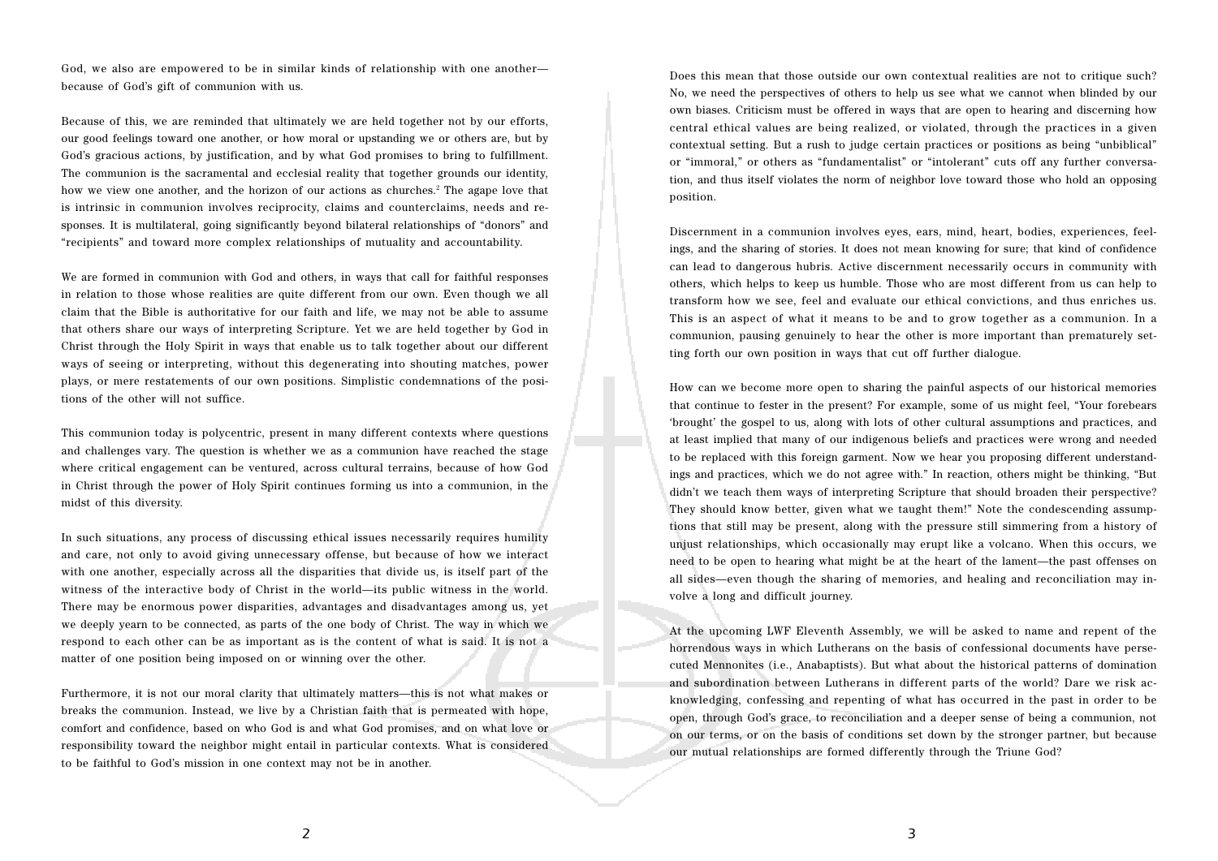God, we also are empowered to be in similar kinds of relationship with one another—because of God's gift of communion with us.

Because of this, we are reminded that ultimately we are held together not by our efforts, our good feelings toward one another, or how moral or upstanding we or others are, but by God's gracious actions, by justification, and by what God promises to bring to fulfillment. The communion is the sacramental and ecclesial reality that together grounds our identity, how we view one another, and the horizon of our actions as churches.[2] The agape love that is intrinsic in communion involves reciprocity, claims and counterclaims, needs and responses. It is multilateral, going significantly beyond bilateral relationships of "donors" and "recipients" and toward more complex relationships of mutuality and accountability.

We are formed in communion with God and others, in ways that call for faithful responses in relation to those whose realities are quite different from our own. Even though we all claim that the Bible is authoritative for our faith and life, we may not be able to assume that others share our ways of interpreting Scripture. Yet we are held together by God in Christ through the Holy Spirit in ways that enable us to talk together about our different ways of seeing or interpreting, without this degenerating into shouting matches, power plays, or mere restatements of our own positions. Simplistic condemnations of the positions of the other will not suffice.

This communion today is polycentric, present in many different contexts where questions and challenges vary. The question is whether we as a communion have reached the stage where critical engagement can be ventured, across cultural terrains, because of how God in Christ through the power of Holy Spirit continues forming us into a communion, in the midst of this diversity.

In such situations, any process of discussing ethical issues necessarily requires humility and care, not only to avoid giving unnecessary offense, but because of how we interact with one another, especially across all the disparities that divide us, is itself part of the witness of the interactive body of Christ in the world—its public witness in the world. There may be enormous power disparities, advantages and disadvantages among us, yet we deeply yearn to be connected, as parts of the one body of Christ. The way in which we respond to each other can be as important as is the content of what is said. It is not a matter of one position being imposed on or winning over the other.

Furthermore, it is not our moral clarity that ultimately matters—this is not what makes or breaks the communion. Instead, we live by a Christian faith that is permeated with hope, comfort and confidence, based on who God is and what God promises, and on what love or responsibility toward the neighbor might entail in particular contexts. What is considered to be faithful to God's mission in one context may not be in another.

Does this mean that those outside our own contextual realities are not to critique such? No, we need the perspectives of others to help us see what we cannot when blinded by our own biases. Criticism must be offered in ways that are open to hearing and discerning how central ethical values are being realized, or violated, through the practices in a given contextual setting. But a rush to judge certain practices or positions as being "unbiblical" or "immoral," or others as "fundamentalist" or "intolerant" cuts off any further conversation, and thus itself violates the norm of neighbor love toward those who hold an opposing position.

Discernment in a communion involves eyes, ears, mind, heart, bodies, experiences, feelings, and the sharing of stories. It does not mean knowing for sure; that kind of confidence can lead to dangerous hubris. Active discernment necessarily occurs in community with others, which helps to keep us humble. Those who are most different from us can help to transform how we see, feel and evaluate our ethical convictions, and thus enriches us. This is an aspect of what it means to be and to grow together as a communion. In a communion, pausing genuinely to hear the other is more important than prematurely setting forth our own position in ways that cut off further dialogue.

How can we become more open to sharing the painful aspects of our historical memories that continue to fester in the present? For example, some of us might feel, "Your forebears 'brought' the gospel to us, along with lots of other cultural assumptions and practices, and at least implied that many of our indigenous beliefs and practices were wrong and needed to be replaced with this foreign garment. Now we hear you proposing different understandings and practices, which we do not agree with." In reaction, others might be thinking, "But didn't we teach them ways of interpreting Scripture that should broaden their perspective? They should know better, given what we taught them!" Note the condescending assumptions that still may be present, along with the pressure still simmering from a history of unjust relationships, which occasionally may erupt like a volcano. When this occurs, we need to be open to hearing what might be at the heart of the lament—the past offenses on all sides—even though the sharing of memories, and healing and reconciliation may involve a long and difficult journey.

At the upcoming LWF Eleventh Assembly, we will be asked to name and repent of the horrendous ways in which Lutherans on the basis of confessional documents have persecuted Mennonites (i.e., Anabaptists). But what about the historical patterns of domination and subordination between Lutherans in different parts of the world? Dare we risk acknowledging, confessing and repenting of what has occurred in the past in order to be open, through God's grace, to reconciliation and a deeper sense of being a communion, not on our terms, or on the basis of conditions set down by the stronger partner, but because our mutual relationships are formed differently through the Triune God?